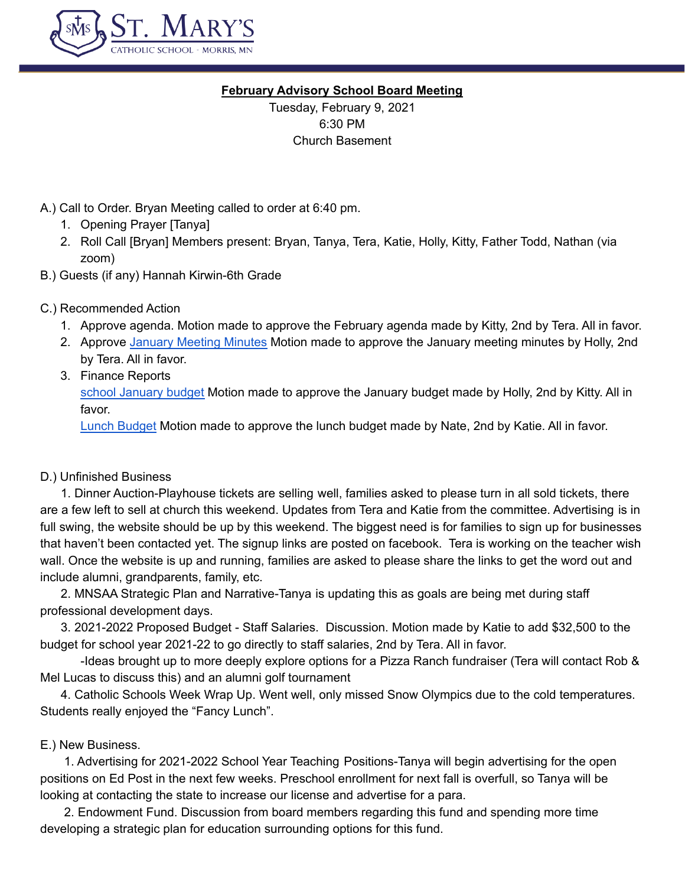ST. MARY'S
CATHOLIC SCHOOL - MORRIS, MN

**February Advisory School Board Meeting**

Tuesday, February 9, 2021
6:30 PM
Church Basement

A.) Call to Order. Bryan Meeting called to order at 6:40 pm.

1. Opening Prayer [Tanya]
2. Roll Call [Bryan] Members present: Bryan, Tanya, Tera, Katie, Holly, Kitty, Father Todd, Nathan (via zoom)

B.) Guests (if any) Hannah Kirwin-6th Grade

C.) Recommended Action

1. Approve agenda. Motion made to approve the February agenda made by Kitty, 2nd by Tera. All in favor.
2. Approve January Meeting Minutes Motion made to approve the January meeting minutes by Holly, 2nd by Tera. All in favor.
3. Finance Reports
   school January budget Motion made to approve the January budget made by Holly, 2nd by Kitty. All in favor.
   Lunch Budget Motion made to approve the lunch budget made by Nate, 2nd by Katie. All in favor.

D.) Unfinished Business

1. Dinner Auction-Playhouse tickets are selling well, families asked to please turn in all sold tickets, there are a few left to sell at church this weekend. Updates from Tera and Katie from the committee. Advertising is in full swing, the website should be up by this weekend. The biggest need is for families to sign up for businesses that haven't been contacted yet. The signup links are posted on facebook. Tera is working on the teacher wish wall. Once the website is up and running, families are asked to please share the links to get the word out and include alumni, grandparents, family, etc.

2. MNSAA Strategic Plan and Narrative-Tanya is updating this as goals are being met during staff professional development days.

3. 2021-2022 Proposed Budget - Staff Salaries. Discussion. Motion made by Katie to add $32,500 to the budget for school year 2021-22 to go directly to staff salaries, 2nd by Tera. All in favor.

   -Ideas brought up to more deeply explore options for a Pizza Ranch fundraiser (Tera will contact Rob & Mel Lucas to discuss this) and an alumni golf tournament

4. Catholic Schools Week Wrap Up. Went well, only missed Snow Olympics due to the cold temperatures. Students really enjoyed the "Fancy Lunch".

E.) New Business.

1. Advertising for 2021-2022 School Year Teaching Positions-Tanya will begin advertising for the open positions on Ed Post in the next few weeks. Preschool enrollment for next fall is overfull, so Tanya will be looking at contacting the state to increase our license and advertise for a para.

2. Endowment Fund. Discussion from board members regarding this fund and spending more time developing a strategic plan for education surrounding options for this fund.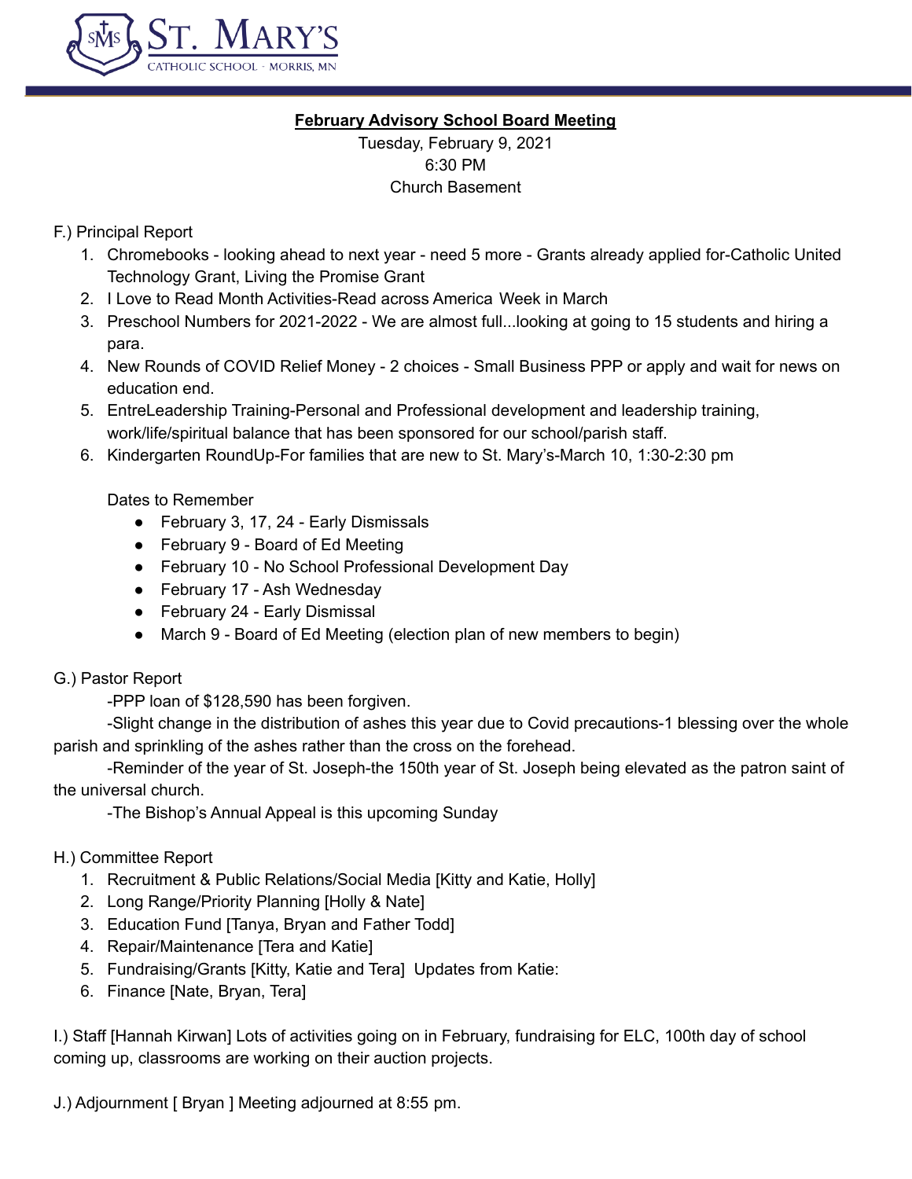**February Advisory School Board Meeting**

Tuesday, February 9, 2021

6:30 PM

Church Basement

F.) Principal Report

1. Chromebooks - looking ahead to next year - need 5 more - Grants already applied for-Catholic United Technology Grant, Living the Promise Grant
2. I Love to Read Month Activities-Read across America Week in March
3. Preschool Numbers for 2021-2022 - We are almost full...looking at going to 15 students and hiring a para.
4. New Rounds of COVID Relief Money - 2 choices - Small Business PPP or apply and wait for news on education end.
5. EntreLeadership Training-Personal and Professional development and leadership training, work/life/spiritual balance that has been sponsored for our school/parish staff.
6. Kindergarten RoundUp-For families that are new to St. Mary's-March 10, 1:30-2:30 pm

Dates to Remember

- February 3, 17, 24 - Early Dismissals
- February 9 - Board of Ed Meeting
- February 10 - No School Professional Development Day
- February 17 - Ash Wednesday
- February 24 - Early Dismissal
- March 9 - Board of Ed Meeting (election plan of new members to begin)

G.) Pastor Report

-PPP loan of $128,590 has been forgiven.

-Slight change in the distribution of ashes this year due to Covid precautions-1 blessing over the whole parish and sprinkling of the ashes rather than the cross on the forehead.

-Reminder of the year of St. Joseph-the 150th year of St. Joseph being elevated as the patron saint of the universal church.

-The Bishop's Annual Appeal is this upcoming Sunday

H.) Committee Report

1. Recruitment & Public Relations/Social Media [Kitty and Katie, Holly]
2. Long Range/Priority Planning [Holly & Nate]
3. Education Fund [Tanya, Bryan and Father Todd]
4. Repair/Maintenance [Tera and Katie]
5. Fundraising/Grants [Kitty, Katie and Tera] Updates from Katie:
6. Finance [Nate, Bryan, Tera]

I.) Staff [Hannah Kirwan] Lots of activities going on in February, fundraising for ELC, 100th day of school coming up, classrooms are working on their auction projects.

J.) Adjournment [ Bryan ] Meeting adjourned at 8:55 pm.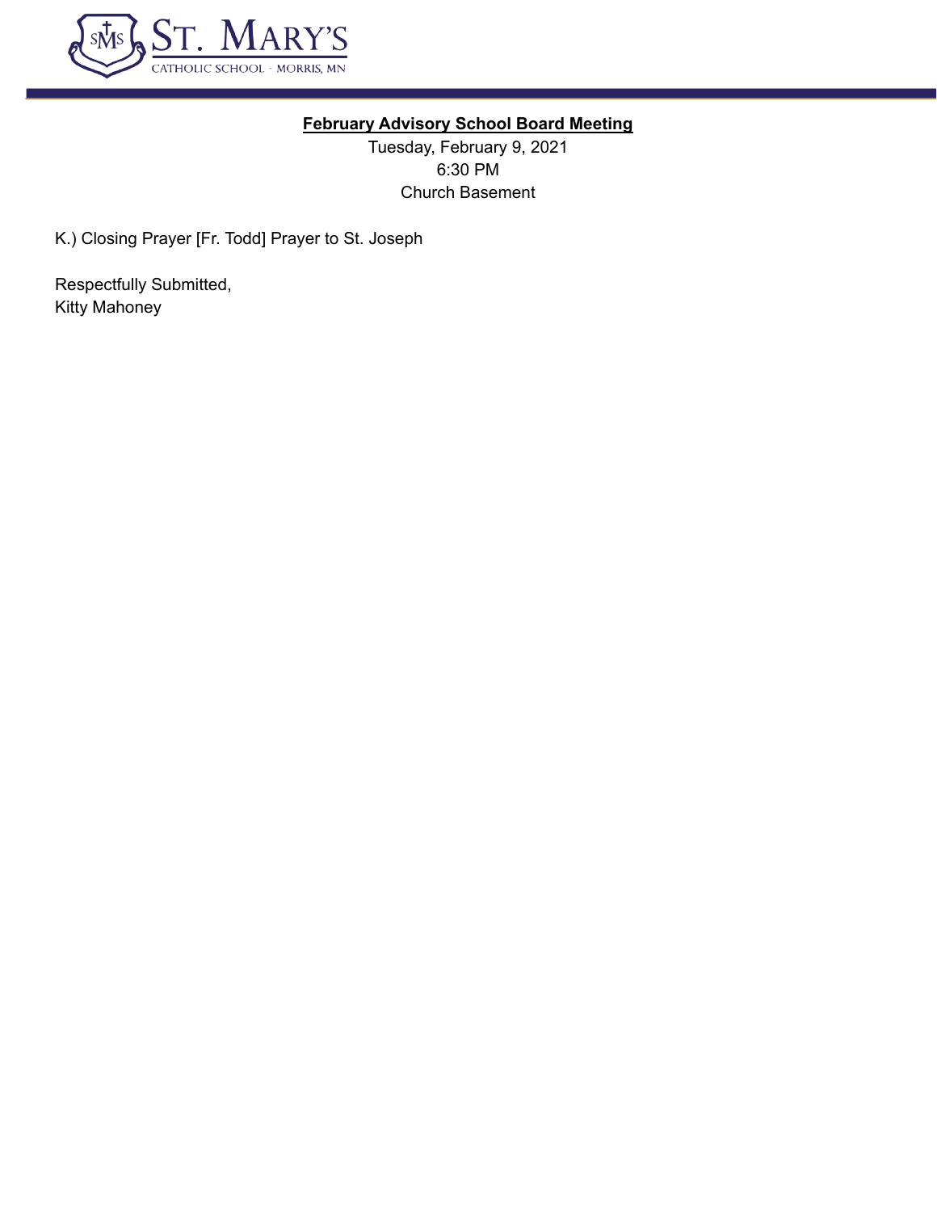**February Advisory School Board Meeting**

Tuesday, February 9, 2021

6:30 PM

Church Basement

K.) Closing Prayer [Fr. Todd] Prayer to St. Joseph

Respectfully Submitted,
Kitty Mahoney